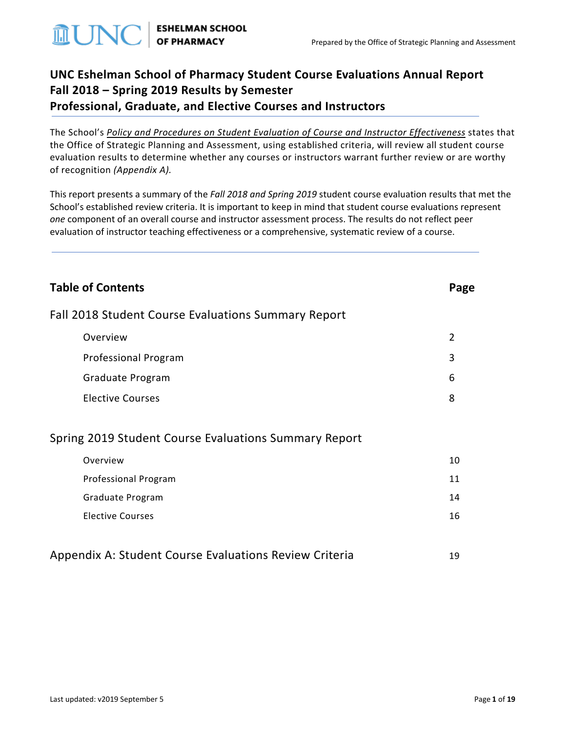# UNC Eshelman School of Pharmacy Student Course Evaluations Annual Report
# Fall 2018 – Spring 2019 Results by Semester
# Professional, Graduate, and Elective Courses and Instructors

The School's *Policy and Procedures on Student Evaluation of Course and Instructor Effectiveness* states that the Office of Strategic Planning and Assessment, using established criteria, will review all student course evaluation results to determine whether any courses or instructors warrant further review or are worthy of recognition *(Appendix A)*.

This report presents a summary of the *Fall 2018 and Spring 2019* student course evaluation results that met the School's established review criteria. It is important to keep in mind that student course evaluations represent *one* component of an overall course and instructor assessment process. The results do not reflect peer evaluation of instructor teaching effectiveness or a comprehensive, systematic review of a course.

## Table of Contents

| Section | Page |
|---|---|
| **Fall 2018 Student Course Evaluations Summary Report** | |
| Overview | 2 |
| Professional Program | 3 |
| Graduate Program | 6 |
| Elective Courses | 8 |
| **Spring 2019 Student Course Evaluations Summary Report** | |
| Overview | 10 |
| Professional Program | 11 |
| Graduate Program | 14 |
| Elective Courses | 16 |
| **Appendix A: Student Course Evaluations Review Criteria** | 19 |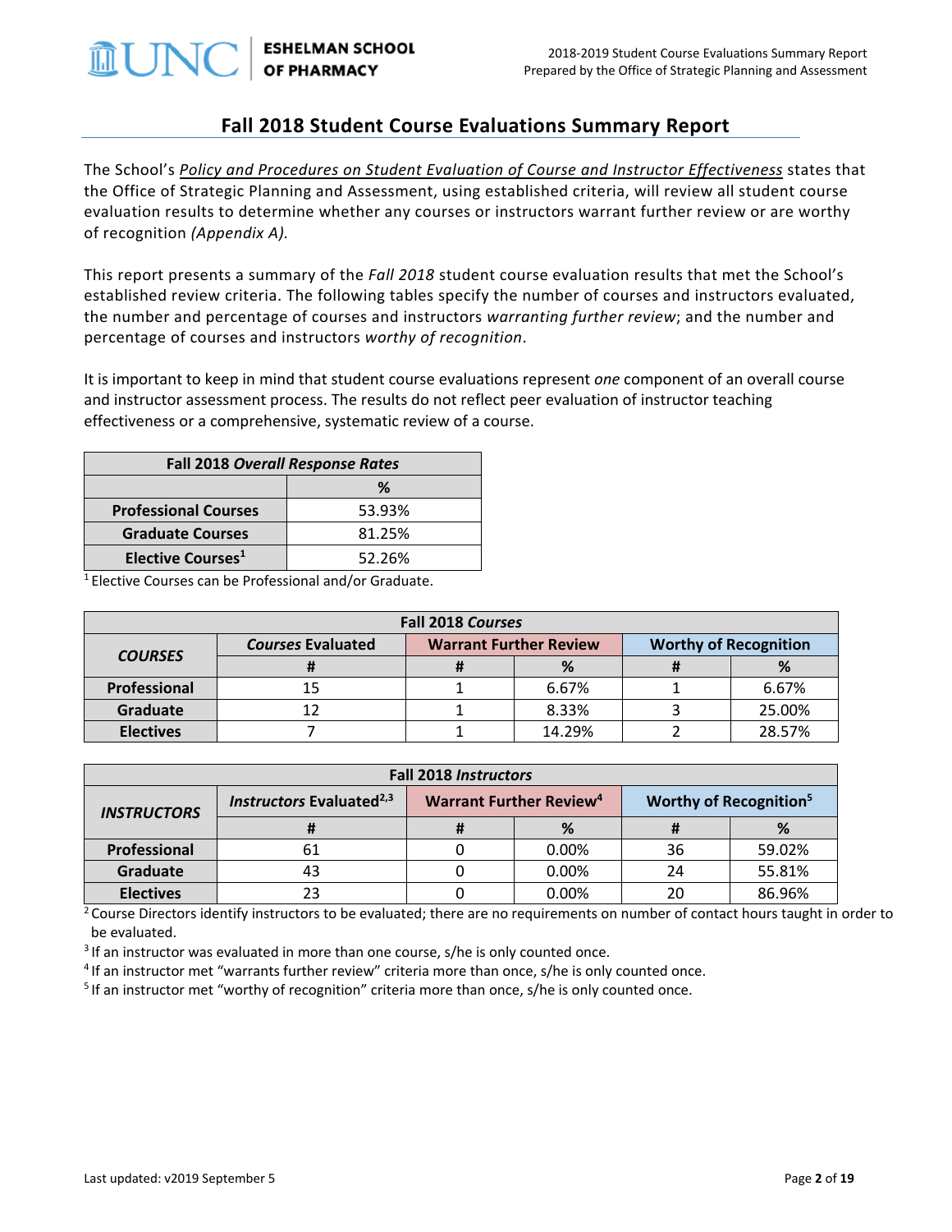## Fall 2018 Student Course Evaluations Summary Report

The School's *Policy and Procedures on Student Evaluation of Course and Instructor Effectiveness* states that the Office of Strategic Planning and Assessment, using established criteria, will review all student course evaluation results to determine whether any courses or instructors warrant further review or are worthy of recognition *(Appendix A)*.

This report presents a summary of the *Fall 2018* student course evaluation results that met the School's established review criteria. The following tables specify the number of courses and instructors evaluated, the number and percentage of courses and instructors *warranting further review*; and the number and percentage of courses and instructors *worthy of recognition*.

It is important to keep in mind that student course evaluations represent *one* component of an overall course and instructor assessment process. The results do not reflect peer evaluation of instructor teaching effectiveness or a comprehensive, systematic review of a course.

| Fall 2018 *Overall Response Rates* | |
|---|---|
| | % |
| **Professional Courses** | 53.93% |
| **Graduate Courses** | 81.25% |
| **Elective Courses**[1] | 52.26% |

[1] Elective Courses can be Professional and/or Graduate.

| Fall 2018 *Courses* | | | | | |
|---|---|---|---|---|---|
| ***COURSES*** | *Courses* Evaluated | Warrant Further Review | | Worthy of Recognition | |
| | # | # | % | # | % |
| **Professional** | 15 | 1 | 6.67% | 1 | 6.67% |
| **Graduate** | 12 | 1 | 8.33% | 3 | 25.00% |
| **Electives** | 7 | 1 | 14.29% | 2 | 28.57% |

| Fall 2018 *Instructors* | | | | | |
|---|---|---|---|---|---|
| ***INSTRUCTORS*** | *Instructors* Evaluated[2,3] | Warrant Further Review[4] | | Worthy of Recognition[5] | |
| | # | # | % | # | % |
| **Professional** | 61 | 0 | 0.00% | 36 | 59.02% |
| **Graduate** | 43 | 0 | 0.00% | 24 | 55.81% |
| **Electives** | 23 | 0 | 0.00% | 20 | 86.96% |

[2] Course Directors identify instructors to be evaluated; there are no requirements on number of contact hours taught in order to be evaluated.

[3] If an instructor was evaluated in more than one course, s/he is only counted once.

[4] If an instructor met "warrants further review" criteria more than once, s/he is only counted once.

[5] If an instructor met "worthy of recognition" criteria more than once, s/he is only counted once.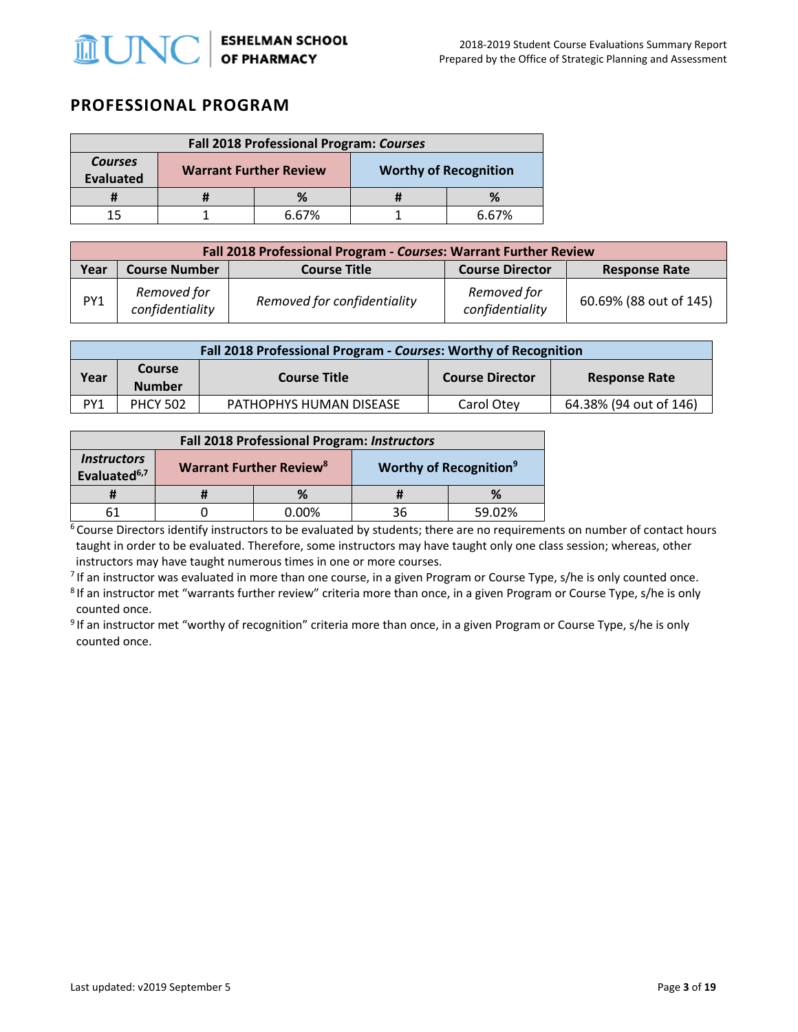## PROFESSIONAL PROGRAM

| Fall 2018 Professional Program: *Courses* | | | | |
|---|---|---|---|---|
| ***Courses* Evaluated** | **Warrant Further Review** | | **Worthy of Recognition** | |
| **#** | **#** | **%** | **#** | **%** |
| 15 | 1 | 6.67% | 1 | 6.67% |

| Fall 2018 Professional Program - *Courses*: Warrant Further Review | | | | |
|---|---|---|---|---|
| **Year** | **Course Number** | **Course Title** | **Course Director** | **Response Rate** |
| PY1 | *Removed for confidentiality* | *Removed for confidentiality* | *Removed for confidentiality* | 60.69% (88 out of 145) |

| Fall 2018 Professional Program - *Courses*: Worthy of Recognition | | | | |
|---|---|---|---|---|
| **Year** | **Course Number** | **Course Title** | **Course Director** | **Response Rate** |
| PY1 | PHCY 502 | PATHOPHYS HUMAN DISEASE | Carol Otey | 64.38% (94 out of 146) |

| Fall 2018 Professional Program: *Instructors* | | | | |
|---|---|---|---|---|
| ***Instructors* Evaluated[6,7]** | **Warrant Further Review[8]** | | **Worthy of Recognition[9]** | |
| **#** | **#** | **%** | **#** | **%** |
| 61 | 0 | 0.00% | 36 | 59.02% |

[6] Course Directors identify instructors to be evaluated by students; there are no requirements on number of contact hours taught in order to be evaluated. Therefore, some instructors may have taught only one class session; whereas, other instructors may have taught numerous times in one or more courses.

[7] If an instructor was evaluated in more than one course, in a given Program or Course Type, s/he is only counted once.

[8] If an instructor met "warrants further review" criteria more than once, in a given Program or Course Type, s/he is only counted once.

[9] If an instructor met "worthy of recognition" criteria more than once, in a given Program or Course Type, s/he is only counted once.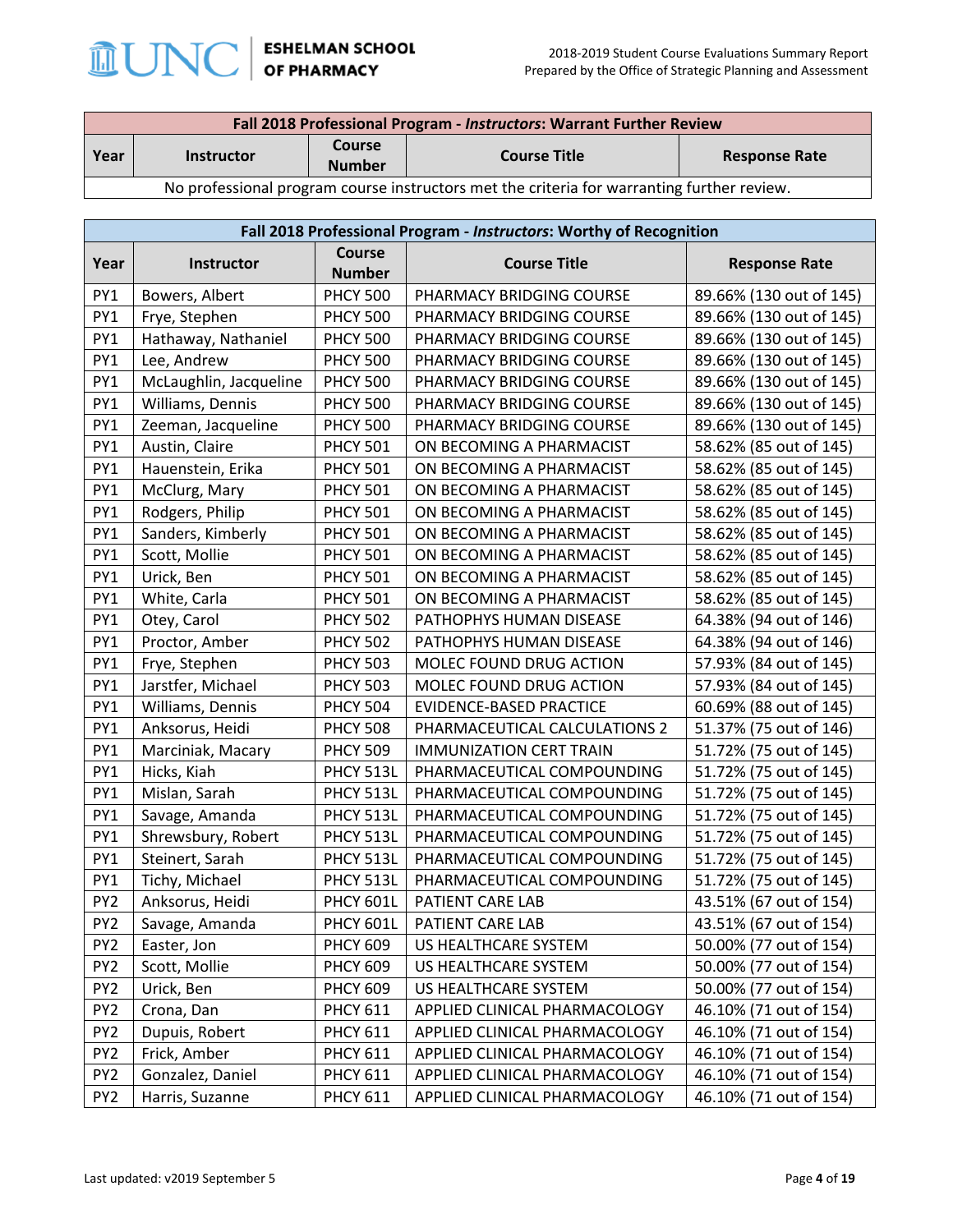| Fall 2018 Professional Program - *Instructors*: Warrant Further Review | | | | |
|---|---|---|---|---|
| **Year** | **Instructor** | **Course Number** | **Course Title** | **Response Rate** |
| No professional program course instructors met the criteria for warranting further review. | | | | |

| Fall 2018 Professional Program - *Instructors*: Worthy of Recognition | | | | |
|---|---|---|---|---|
| **Year** | **Instructor** | **Course Number** | **Course Title** | **Response Rate** |
| PY1 | Bowers, Albert | PHCY 500 | PHARMACY BRIDGING COURSE | 89.66% (130 out of 145) |
| PY1 | Frye, Stephen | PHCY 500 | PHARMACY BRIDGING COURSE | 89.66% (130 out of 145) |
| PY1 | Hathaway, Nathaniel | PHCY 500 | PHARMACY BRIDGING COURSE | 89.66% (130 out of 145) |
| PY1 | Lee, Andrew | PHCY 500 | PHARMACY BRIDGING COURSE | 89.66% (130 out of 145) |
| PY1 | McLaughlin, Jacqueline | PHCY 500 | PHARMACY BRIDGING COURSE | 89.66% (130 out of 145) |
| PY1 | Williams, Dennis | PHCY 500 | PHARMACY BRIDGING COURSE | 89.66% (130 out of 145) |
| PY1 | Zeeman, Jacqueline | PHCY 500 | PHARMACY BRIDGING COURSE | 89.66% (130 out of 145) |
| PY1 | Austin, Claire | PHCY 501 | ON BECOMING A PHARMACIST | 58.62% (85 out of 145) |
| PY1 | Hauenstein, Erika | PHCY 501 | ON BECOMING A PHARMACIST | 58.62% (85 out of 145) |
| PY1 | McClurg, Mary | PHCY 501 | ON BECOMING A PHARMACIST | 58.62% (85 out of 145) |
| PY1 | Rodgers, Philip | PHCY 501 | ON BECOMING A PHARMACIST | 58.62% (85 out of 145) |
| PY1 | Sanders, Kimberly | PHCY 501 | ON BECOMING A PHARMACIST | 58.62% (85 out of 145) |
| PY1 | Scott, Mollie | PHCY 501 | ON BECOMING A PHARMACIST | 58.62% (85 out of 145) |
| PY1 | Urick, Ben | PHCY 501 | ON BECOMING A PHARMACIST | 58.62% (85 out of 145) |
| PY1 | White, Carla | PHCY 501 | ON BECOMING A PHARMACIST | 58.62% (85 out of 145) |
| PY1 | Otey, Carol | PHCY 502 | PATHOPHYS HUMAN DISEASE | 64.38% (94 out of 146) |
| PY1 | Proctor, Amber | PHCY 502 | PATHOPHYS HUMAN DISEASE | 64.38% (94 out of 146) |
| PY1 | Frye, Stephen | PHCY 503 | MOLEC FOUND DRUG ACTION | 57.93% (84 out of 145) |
| PY1 | Jarstfer, Michael | PHCY 503 | MOLEC FOUND DRUG ACTION | 57.93% (84 out of 145) |
| PY1 | Williams, Dennis | PHCY 504 | EVIDENCE-BASED PRACTICE | 60.69% (88 out of 145) |
| PY1 | Anksorus, Heidi | PHCY 508 | PHARMACEUTICAL CALCULATIONS 2 | 51.37% (75 out of 146) |
| PY1 | Marciniak, Macary | PHCY 509 | IMMUNIZATION CERT TRAIN | 51.72% (75 out of 145) |
| PY1 | Hicks, Kiah | PHCY 513L | PHARMACEUTICAL COMPOUNDING | 51.72% (75 out of 145) |
| PY1 | Mislan, Sarah | PHCY 513L | PHARMACEUTICAL COMPOUNDING | 51.72% (75 out of 145) |
| PY1 | Savage, Amanda | PHCY 513L | PHARMACEUTICAL COMPOUNDING | 51.72% (75 out of 145) |
| PY1 | Shrewsbury, Robert | PHCY 513L | PHARMACEUTICAL COMPOUNDING | 51.72% (75 out of 145) |
| PY1 | Steinert, Sarah | PHCY 513L | PHARMACEUTICAL COMPOUNDING | 51.72% (75 out of 145) |
| PY1 | Tichy, Michael | PHCY 513L | PHARMACEUTICAL COMPOUNDING | 51.72% (75 out of 145) |
| PY2 | Anksorus, Heidi | PHCY 601L | PATIENT CARE LAB | 43.51% (67 out of 154) |
| PY2 | Savage, Amanda | PHCY 601L | PATIENT CARE LAB | 43.51% (67 out of 154) |
| PY2 | Easter, Jon | PHCY 609 | US HEALTHCARE SYSTEM | 50.00% (77 out of 154) |
| PY2 | Scott, Mollie | PHCY 609 | US HEALTHCARE SYSTEM | 50.00% (77 out of 154) |
| PY2 | Urick, Ben | PHCY 609 | US HEALTHCARE SYSTEM | 50.00% (77 out of 154) |
| PY2 | Crona, Dan | PHCY 611 | APPLIED CLINICAL PHARMACOLOGY | 46.10% (71 out of 154) |
| PY2 | Dupuis, Robert | PHCY 611 | APPLIED CLINICAL PHARMACOLOGY | 46.10% (71 out of 154) |
| PY2 | Frick, Amber | PHCY 611 | APPLIED CLINICAL PHARMACOLOGY | 46.10% (71 out of 154) |
| PY2 | Gonzalez, Daniel | PHCY 611 | APPLIED CLINICAL PHARMACOLOGY | 46.10% (71 out of 154) |
| PY2 | Harris, Suzanne | PHCY 611 | APPLIED CLINICAL PHARMACOLOGY | 46.10% (71 out of 154) |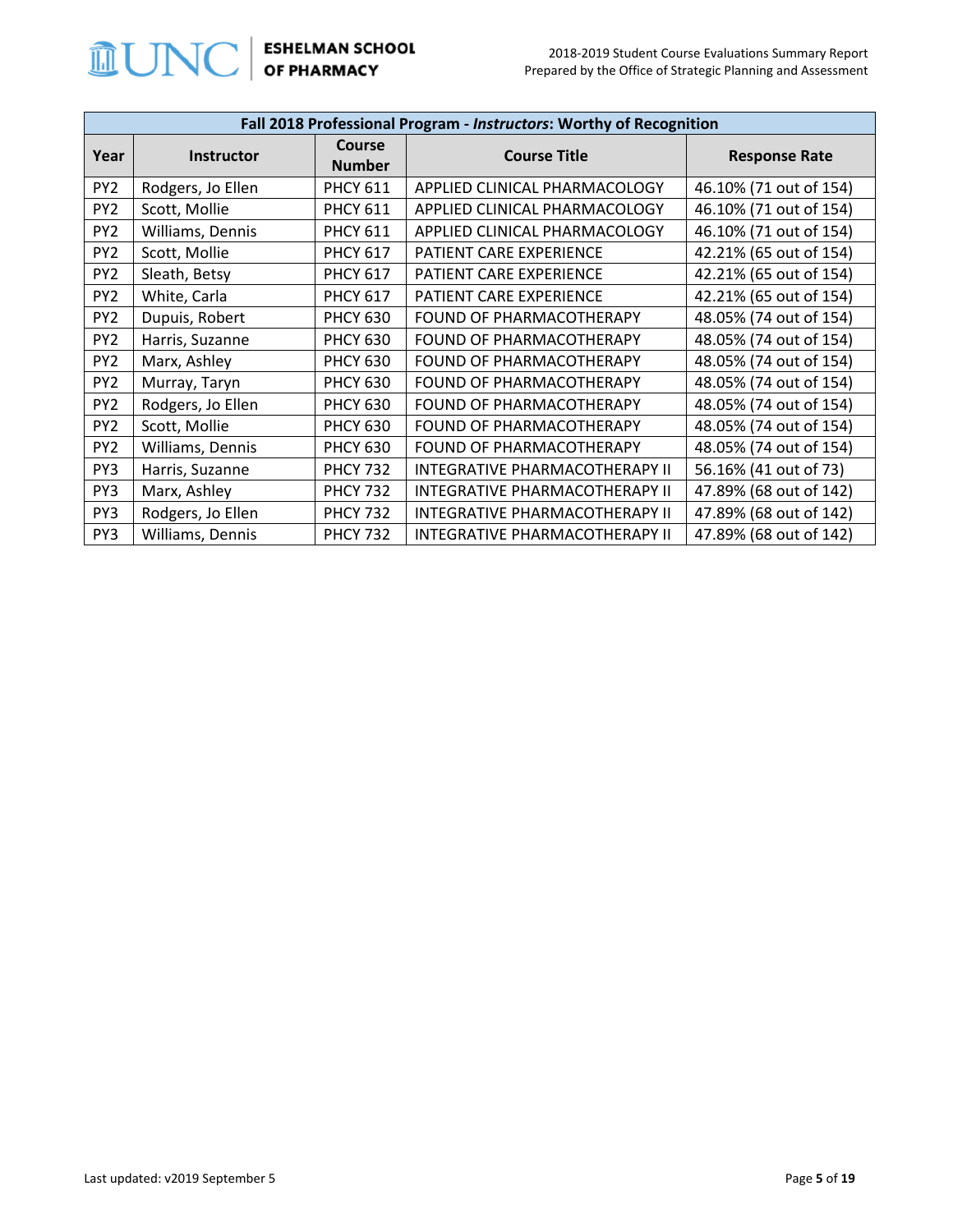| Fall 2018 Professional Program - *Instructors*: Worthy of Recognition | | | | |
|---|---|---|---|---|
| **Year** | **Instructor** | **Course Number** | **Course Title** | **Response Rate** |
| PY2 | Rodgers, Jo Ellen | PHCY 611 | APPLIED CLINICAL PHARMACOLOGY | 46.10% (71 out of 154) |
| PY2 | Scott, Mollie | PHCY 611 | APPLIED CLINICAL PHARMACOLOGY | 46.10% (71 out of 154) |
| PY2 | Williams, Dennis | PHCY 611 | APPLIED CLINICAL PHARMACOLOGY | 46.10% (71 out of 154) |
| PY2 | Scott, Mollie | PHCY 617 | PATIENT CARE EXPERIENCE | 42.21% (65 out of 154) |
| PY2 | Sleath, Betsy | PHCY 617 | PATIENT CARE EXPERIENCE | 42.21% (65 out of 154) |
| PY2 | White, Carla | PHCY 617 | PATIENT CARE EXPERIENCE | 42.21% (65 out of 154) |
| PY2 | Dupuis, Robert | PHCY 630 | FOUND OF PHARMACOTHERAPY | 48.05% (74 out of 154) |
| PY2 | Harris, Suzanne | PHCY 630 | FOUND OF PHARMACOTHERAPY | 48.05% (74 out of 154) |
| PY2 | Marx, Ashley | PHCY 630 | FOUND OF PHARMACOTHERAPY | 48.05% (74 out of 154) |
| PY2 | Murray, Taryn | PHCY 630 | FOUND OF PHARMACOTHERAPY | 48.05% (74 out of 154) |
| PY2 | Rodgers, Jo Ellen | PHCY 630 | FOUND OF PHARMACOTHERAPY | 48.05% (74 out of 154) |
| PY2 | Scott, Mollie | PHCY 630 | FOUND OF PHARMACOTHERAPY | 48.05% (74 out of 154) |
| PY2 | Williams, Dennis | PHCY 630 | FOUND OF PHARMACOTHERAPY | 48.05% (74 out of 154) |
| PY3 | Harris, Suzanne | PHCY 732 | INTEGRATIVE PHARMACOTHERAPY II | 56.16% (41 out of 73) |
| PY3 | Marx, Ashley | PHCY 732 | INTEGRATIVE PHARMACOTHERAPY II | 47.89% (68 out of 142) |
| PY3 | Rodgers, Jo Ellen | PHCY 732 | INTEGRATIVE PHARMACOTHERAPY II | 47.89% (68 out of 142) |
| PY3 | Williams, Dennis | PHCY 732 | INTEGRATIVE PHARMACOTHERAPY II | 47.89% (68 out of 142) |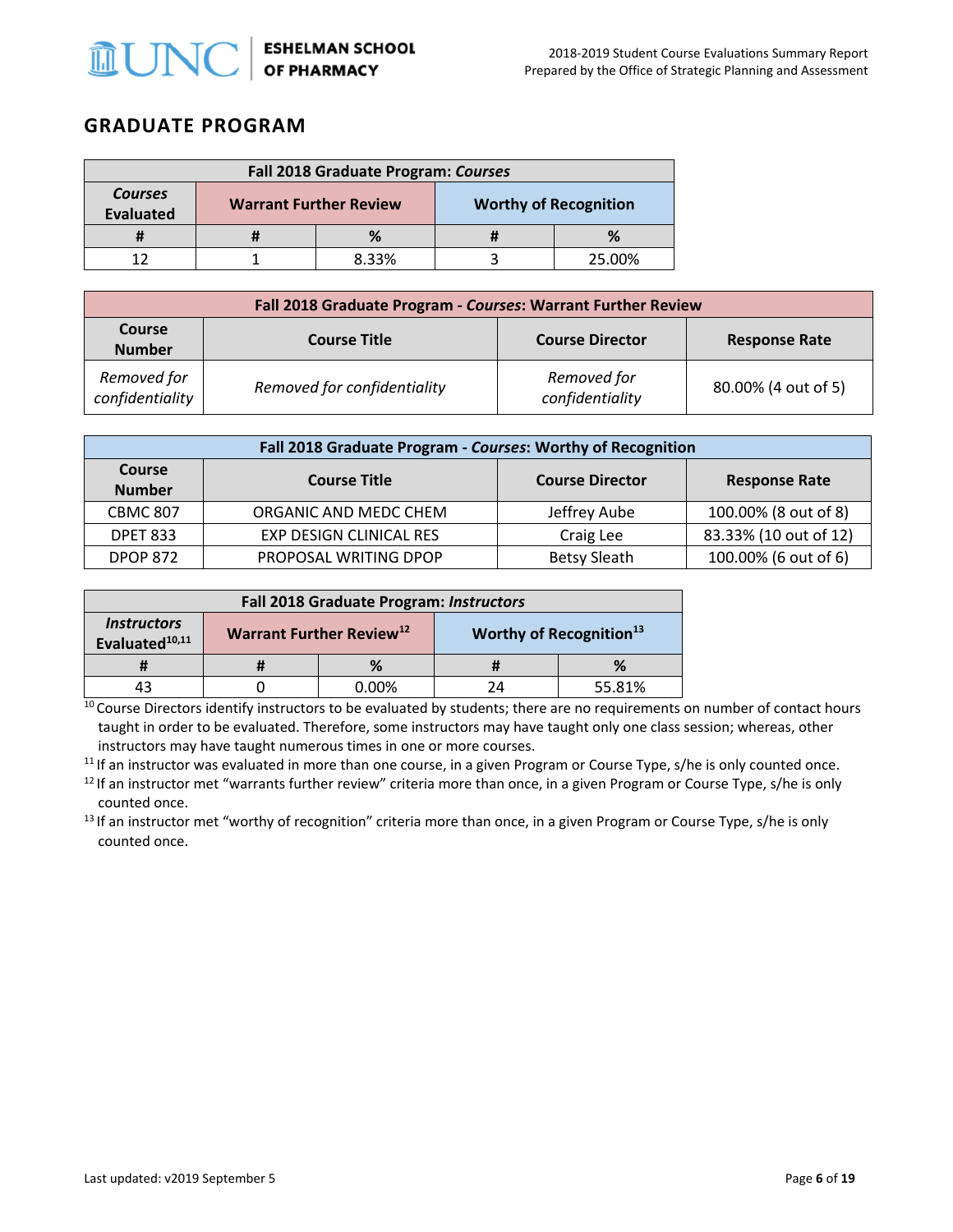## GRADUATE PROGRAM

| Fall 2018 Graduate Program: *Courses* | | | | |
|---|---|---|---|---|
| *Courses* Evaluated | Warrant Further Review | | Worthy of Recognition | |
| # | # | % | # | % |
| 12 | 1 | 8.33% | 3 | 25.00% |

| Fall 2018 Graduate Program - *Courses*: Warrant Further Review | | | |
|---|---|---|---|
| Course Number | Course Title | Course Director | Response Rate |
| *Removed for confidentiality* | *Removed for confidentiality* | *Removed for confidentiality* | 80.00% (4 out of 5) |

| Fall 2018 Graduate Program - *Courses*: Worthy of Recognition | | | |
|---|---|---|---|
| Course Number | Course Title | Course Director | Response Rate |
| CBMC 807 | ORGANIC AND MEDC CHEM | Jeffrey Aube | 100.00% (8 out of 8) |
| DPET 833 | EXP DESIGN CLINICAL RES | Craig Lee | 83.33% (10 out of 12) |
| DPOP 872 | PROPOSAL WRITING DPOP | Betsy Sleath | 100.00% (6 out of 6) |

| Fall 2018 Graduate Program: *Instructors* | | | | |
|---|---|---|---|---|
| *Instructors* Evaluated[10,11] | Warrant Further Review[12] | | Worthy of Recognition[13] | |
| # | # | % | # | % |
| 43 | 0 | 0.00% | 24 | 55.81% |

[10] Course Directors identify instructors to be evaluated by students; there are no requirements on number of contact hours taught in order to be evaluated. Therefore, some instructors may have taught only one class session; whereas, other instructors may have taught numerous times in one or more courses.

[11] If an instructor was evaluated in more than one course, in a given Program or Course Type, s/he is only counted once.

[12] If an instructor met "warrants further review" criteria more than once, in a given Program or Course Type, s/he is only counted once.

[13] If an instructor met "worthy of recognition" criteria more than once, in a given Program or Course Type, s/he is only counted once.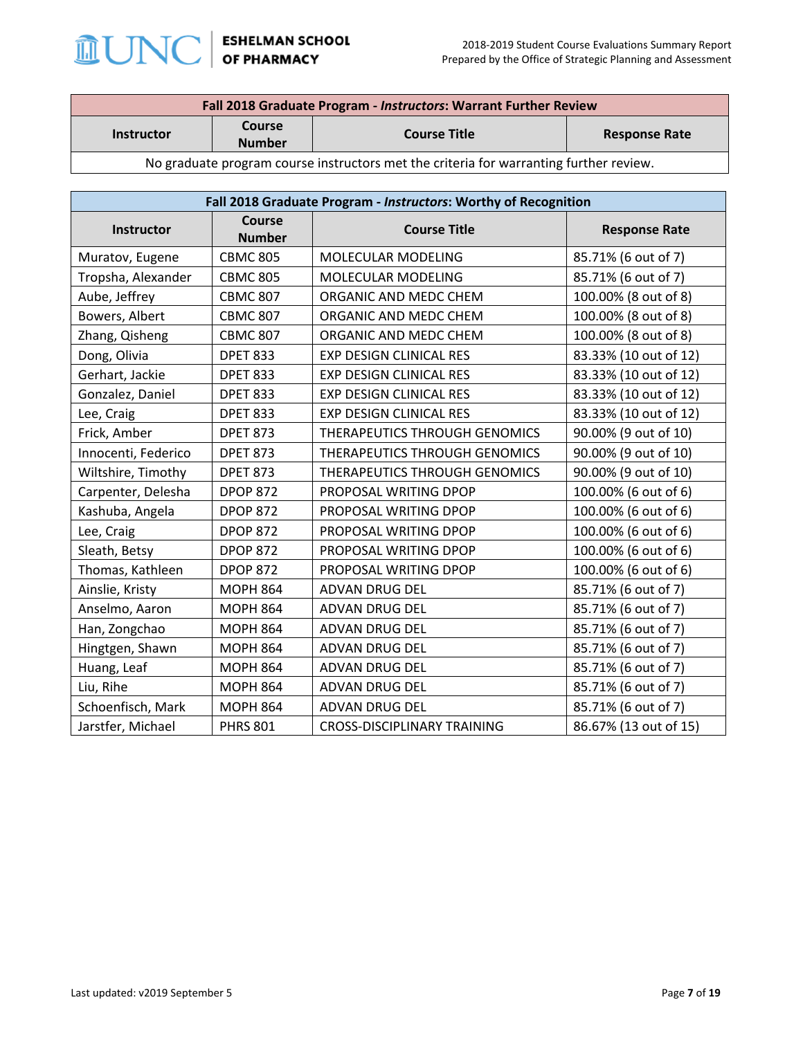| Fall 2018 Graduate Program - *Instructors*: Warrant Further Review | | | |
|---|---|---|---|
| **Instructor** | **Course Number** | **Course Title** | **Response Rate** |
| No graduate program course instructors met the criteria for warranting further review. | | | |

| Fall 2018 Graduate Program - *Instructors*: Worthy of Recognition | | | |
|---|---|---|---|
| **Instructor** | **Course Number** | **Course Title** | **Response Rate** |
| Muratov, Eugene | CBMC 805 | MOLECULAR MODELING | 85.71% (6 out of 7) |
| Tropsha, Alexander | CBMC 805 | MOLECULAR MODELING | 85.71% (6 out of 7) |
| Aube, Jeffrey | CBMC 807 | ORGANIC AND MEDC CHEM | 100.00% (8 out of 8) |
| Bowers, Albert | CBMC 807 | ORGANIC AND MEDC CHEM | 100.00% (8 out of 8) |
| Zhang, Qisheng | CBMC 807 | ORGANIC AND MEDC CHEM | 100.00% (8 out of 8) |
| Dong, Olivia | DPET 833 | EXP DESIGN CLINICAL RES | 83.33% (10 out of 12) |
| Gerhart, Jackie | DPET 833 | EXP DESIGN CLINICAL RES | 83.33% (10 out of 12) |
| Gonzalez, Daniel | DPET 833 | EXP DESIGN CLINICAL RES | 83.33% (10 out of 12) |
| Lee, Craig | DPET 833 | EXP DESIGN CLINICAL RES | 83.33% (10 out of 12) |
| Frick, Amber | DPET 873 | THERAPEUTICS THROUGH GENOMICS | 90.00% (9 out of 10) |
| Innocenti, Federico | DPET 873 | THERAPEUTICS THROUGH GENOMICS | 90.00% (9 out of 10) |
| Wiltshire, Timothy | DPET 873 | THERAPEUTICS THROUGH GENOMICS | 90.00% (9 out of 10) |
| Carpenter, Delesha | DPOP 872 | PROPOSAL WRITING DPOP | 100.00% (6 out of 6) |
| Kashuba, Angela | DPOP 872 | PROPOSAL WRITING DPOP | 100.00% (6 out of 6) |
| Lee, Craig | DPOP 872 | PROPOSAL WRITING DPOP | 100.00% (6 out of 6) |
| Sleath, Betsy | DPOP 872 | PROPOSAL WRITING DPOP | 100.00% (6 out of 6) |
| Thomas, Kathleen | DPOP 872 | PROPOSAL WRITING DPOP | 100.00% (6 out of 6) |
| Ainslie, Kristy | MOPH 864 | ADVAN DRUG DEL | 85.71% (6 out of 7) |
| Anselmo, Aaron | MOPH 864 | ADVAN DRUG DEL | 85.71% (6 out of 7) |
| Han, Zongchao | MOPH 864 | ADVAN DRUG DEL | 85.71% (6 out of 7) |
| Hingtgen, Shawn | MOPH 864 | ADVAN DRUG DEL | 85.71% (6 out of 7) |
| Huang, Leaf | MOPH 864 | ADVAN DRUG DEL | 85.71% (6 out of 7) |
| Liu, Rihe | MOPH 864 | ADVAN DRUG DEL | 85.71% (6 out of 7) |
| Schoenfisch, Mark | MOPH 864 | ADVAN DRUG DEL | 85.71% (6 out of 7) |
| Jarstfer, Michael | PHRS 801 | CROSS-DISCIPLINARY TRAINING | 86.67% (13 out of 15) |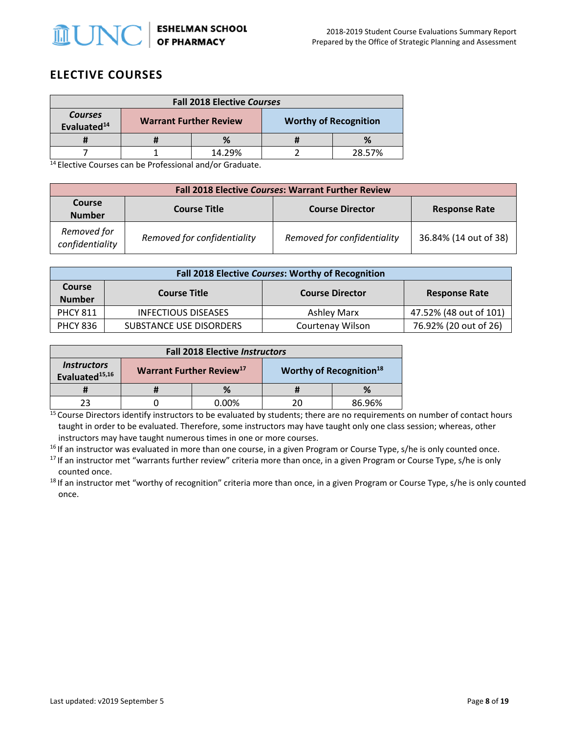## ELECTIVE COURSES

| Fall 2018 Elective *Courses* | | | | |
|---|---|---|---|---|
| *Courses* Evaluated[14] | Warrant Further Review | | Worthy of Recognition | |
| # | # | % | # | % |
| 7 | 1 | 14.29% | 2 | 28.57% |

[14] Elective Courses can be Professional and/or Graduate.

| Fall 2018 Elective *Courses*: Warrant Further Review | | | |
|---|---|---|---|
| Course Number | Course Title | Course Director | Response Rate |
| *Removed for confidentiality* | *Removed for confidentiality* | *Removed for confidentiality* | 36.84% (14 out of 38) |

| Fall 2018 Elective *Courses*: Worthy of Recognition | | | |
|---|---|---|---|
| Course Number | Course Title | Course Director | Response Rate |
| PHCY 811 | INFECTIOUS DISEASES | Ashley Marx | 47.52% (48 out of 101) |
| PHCY 836 | SUBSTANCE USE DISORDERS | Courtenay Wilson | 76.92% (20 out of 26) |

| Fall 2018 Elective *Instructors* | | | | |
|---|---|---|---|---|
| *Instructors* Evaluated[15,16] | Warrant Further Review[17] | | Worthy of Recognition[18] | |
| # | # | % | # | % |
| 23 | 0 | 0.00% | 20 | 86.96% |

[15] Course Directors identify instructors to be evaluated by students; there are no requirements on number of contact hours taught in order to be evaluated. Therefore, some instructors may have taught only one class session; whereas, other instructors may have taught numerous times in one or more courses.

[16] If an instructor was evaluated in more than one course, in a given Program or Course Type, s/he is only counted once.

[17] If an instructor met "warrants further review" criteria more than once, in a given Program or Course Type, s/he is only counted once.

[18] If an instructor met "worthy of recognition" criteria more than once, in a given Program or Course Type, s/he is only counted once.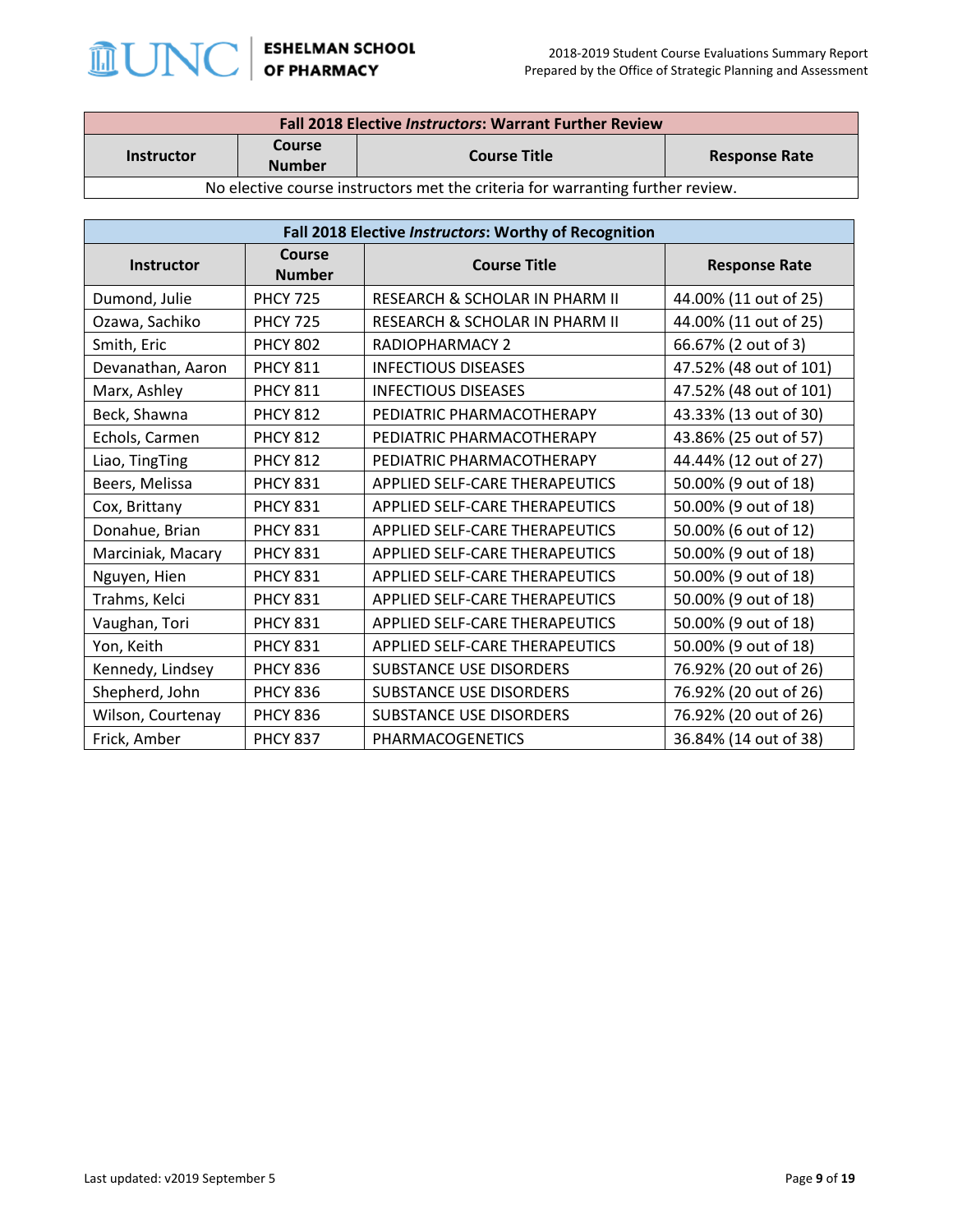| Fall 2018 Elective *Instructors*: Warrant Further Review | | | |
|---|---|---|---|
| **Instructor** | **Course Number** | **Course Title** | **Response Rate** |
| No elective course instructors met the criteria for warranting further review. | | | |

| Fall 2018 Elective *Instructors*: Worthy of Recognition | | | |
|---|---|---|---|
| **Instructor** | **Course Number** | **Course Title** | **Response Rate** |
| Dumond, Julie | PHCY 725 | RESEARCH & SCHOLAR IN PHARM II | 44.00% (11 out of 25) |
| Ozawa, Sachiko | PHCY 725 | RESEARCH & SCHOLAR IN PHARM II | 44.00% (11 out of 25) |
| Smith, Eric | PHCY 802 | RADIOPHARMACY 2 | 66.67% (2 out of 3) |
| Devanathan, Aaron | PHCY 811 | INFECTIOUS DISEASES | 47.52% (48 out of 101) |
| Marx, Ashley | PHCY 811 | INFECTIOUS DISEASES | 47.52% (48 out of 101) |
| Beck, Shawna | PHCY 812 | PEDIATRIC PHARMACOTHERAPY | 43.33% (13 out of 30) |
| Echols, Carmen | PHCY 812 | PEDIATRIC PHARMACOTHERAPY | 43.86% (25 out of 57) |
| Liao, TingTing | PHCY 812 | PEDIATRIC PHARMACOTHERAPY | 44.44% (12 out of 27) |
| Beers, Melissa | PHCY 831 | APPLIED SELF-CARE THERAPEUTICS | 50.00% (9 out of 18) |
| Cox, Brittany | PHCY 831 | APPLIED SELF-CARE THERAPEUTICS | 50.00% (9 out of 18) |
| Donahue, Brian | PHCY 831 | APPLIED SELF-CARE THERAPEUTICS | 50.00% (6 out of 12) |
| Marciniak, Macary | PHCY 831 | APPLIED SELF-CARE THERAPEUTICS | 50.00% (9 out of 18) |
| Nguyen, Hien | PHCY 831 | APPLIED SELF-CARE THERAPEUTICS | 50.00% (9 out of 18) |
| Trahms, Kelci | PHCY 831 | APPLIED SELF-CARE THERAPEUTICS | 50.00% (9 out of 18) |
| Vaughan, Tori | PHCY 831 | APPLIED SELF-CARE THERAPEUTICS | 50.00% (9 out of 18) |
| Yon, Keith | PHCY 831 | APPLIED SELF-CARE THERAPEUTICS | 50.00% (9 out of 18) |
| Kennedy, Lindsey | PHCY 836 | SUBSTANCE USE DISORDERS | 76.92% (20 out of 26) |
| Shepherd, John | PHCY 836 | SUBSTANCE USE DISORDERS | 76.92% (20 out of 26) |
| Wilson, Courtenay | PHCY 836 | SUBSTANCE USE DISORDERS | 76.92% (20 out of 26) |
| Frick, Amber | PHCY 837 | PHARMACOGENETICS | 36.84% (14 out of 38) |

Last updated: v2019 September 5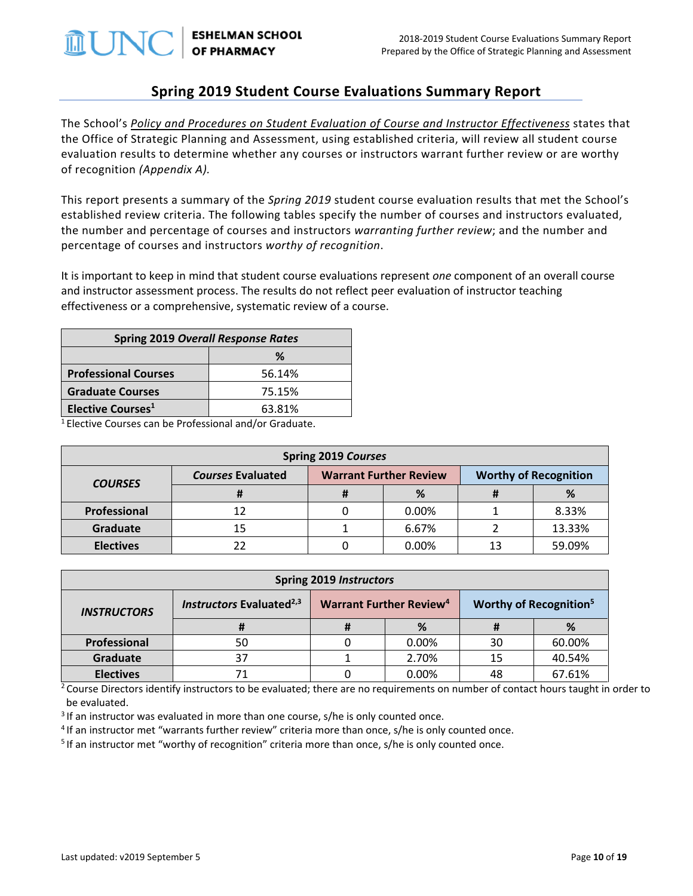## Spring 2019 Student Course Evaluations Summary Report

The School's *Policy and Procedures on Student Evaluation of Course and Instructor Effectiveness* states that the Office of Strategic Planning and Assessment, using established criteria, will review all student course evaluation results to determine whether any courses or instructors warrant further review or are worthy of recognition *(Appendix A).*

This report presents a summary of the *Spring 2019* student course evaluation results that met the School's established review criteria. The following tables specify the number of courses and instructors evaluated, the number and percentage of courses and instructors *warranting further review*; and the number and percentage of courses and instructors *worthy of recognition*.

It is important to keep in mind that student course evaluations represent *one* component of an overall course and instructor assessment process. The results do not reflect peer evaluation of instructor teaching effectiveness or a comprehensive, systematic review of a course.

| Spring 2019 *Overall Response Rates* | |
|---|---|
| | % |
| **Professional Courses** | 56.14% |
| **Graduate Courses** | 75.15% |
| **Elective Courses**[1] | 63.81% |

[1] Elective Courses can be Professional and/or Graduate.

| Spring 2019 *Courses* | | | | | |
|---|---|---|---|---|---|
| ***COURSES*** | *Courses* Evaluated | Warrant Further Review | | Worthy of Recognition | |
| | # | # | % | # | % |
| **Professional** | 12 | 0 | 0.00% | 1 | 8.33% |
| **Graduate** | 15 | 1 | 6.67% | 2 | 13.33% |
| **Electives** | 22 | 0 | 0.00% | 13 | 59.09% |

| Spring 2019 *Instructors* | | | | | |
|---|---|---|---|---|---|
| ***INSTRUCTORS*** | *Instructors* Evaluated[2,3] | Warrant Further Review[4] | | Worthy of Recognition[5] | |
| | # | # | % | # | % |
| **Professional** | 50 | 0 | 0.00% | 30 | 60.00% |
| **Graduate** | 37 | 1 | 2.70% | 15 | 40.54% |
| **Electives** | 71 | 0 | 0.00% | 48 | 67.61% |

[2] Course Directors identify instructors to be evaluated; there are no requirements on number of contact hours taught in order to be evaluated.

[3] If an instructor was evaluated in more than one course, s/he is only counted once.

[4] If an instructor met "warrants further review" criteria more than once, s/he is only counted once.

[5] If an instructor met "worthy of recognition" criteria more than once, s/he is only counted once.

Last updated: v2019 September 5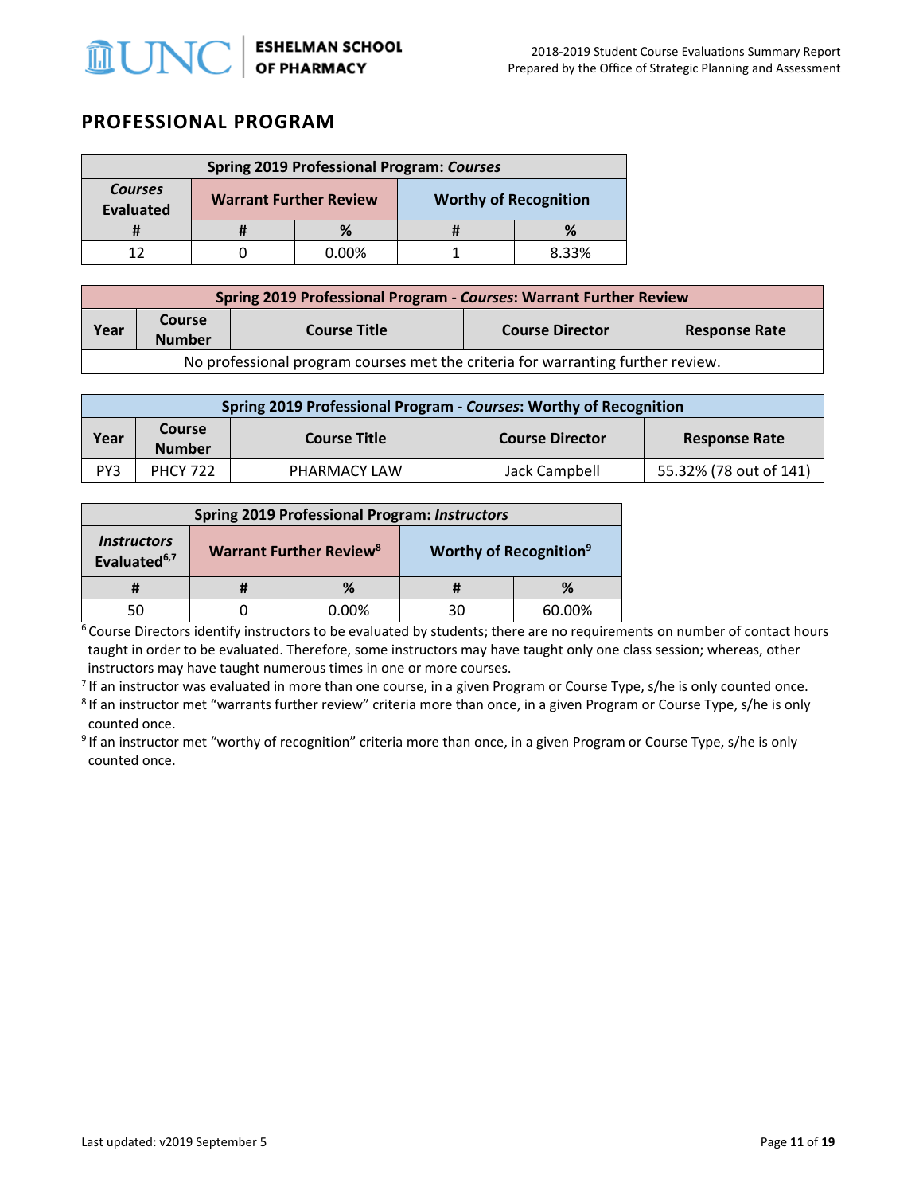## PROFESSIONAL PROGRAM

| Spring 2019 Professional Program: *Courses* | | | | |
|---|---|---|---|---|
| *Courses* Evaluated | Warrant Further Review | | Worthy of Recognition | |
| # | # | % | # | % |
| 12 | 0 | 0.00% | 1 | 8.33% |

| Spring 2019 Professional Program - *Courses*: Warrant Further Review | | | | |
|---|---|---|---|---|
| Year | Course Number | Course Title | Course Director | Response Rate |
| No professional program courses met the criteria for warranting further review. | | | | |

| Spring 2019 Professional Program - *Courses*: Worthy of Recognition | | | | |
|---|---|---|---|---|
| Year | Course Number | Course Title | Course Director | Response Rate |
| PY3 | PHCY 722 | PHARMACY LAW | Jack Campbell | 55.32% (78 out of 141) |

| Spring 2019 Professional Program: *Instructors* | | | | |
|---|---|---|---|---|
| *Instructors* Evaluated[6,7] | Warrant Further Review[8] | | Worthy of Recognition[9] | |
| # | # | % | # | % |
| 50 | 0 | 0.00% | 30 | 60.00% |

[6] Course Directors identify instructors to be evaluated by students; there are no requirements on number of contact hours taught in order to be evaluated. Therefore, some instructors may have taught only one class session; whereas, other instructors may have taught numerous times in one or more courses.

[7] If an instructor was evaluated in more than one course, in a given Program or Course Type, s/he is only counted once.

[8] If an instructor met "warrants further review" criteria more than once, in a given Program or Course Type, s/he is only counted once.

[9] If an instructor met "worthy of recognition" criteria more than once, in a given Program or Course Type, s/he is only counted once.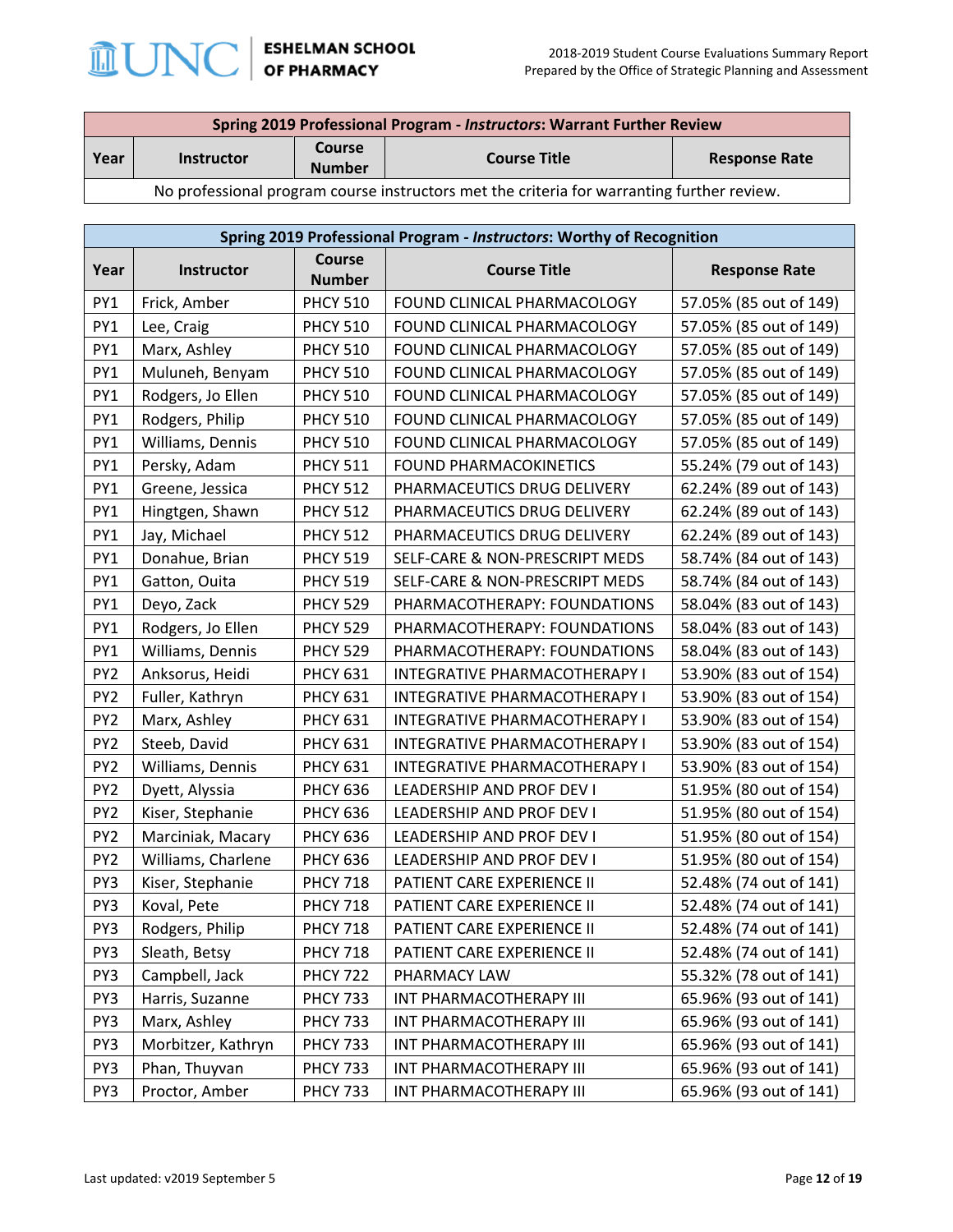| Spring 2019 Professional Program - *Instructors*: Warrant Further Review | | | | |
|---|---|---|---|---|
| **Year** | **Instructor** | **Course Number** | **Course Title** | **Response Rate** |
| No professional program course instructors met the criteria for warranting further review. | | | | |

| Spring 2019 Professional Program - *Instructors*: Worthy of Recognition | | | | |
|---|---|---|---|---|
| **Year** | **Instructor** | **Course Number** | **Course Title** | **Response Rate** |
| PY1 | Frick, Amber | PHCY 510 | FOUND CLINICAL PHARMACOLOGY | 57.05% (85 out of 149) |
| PY1 | Lee, Craig | PHCY 510 | FOUND CLINICAL PHARMACOLOGY | 57.05% (85 out of 149) |
| PY1 | Marx, Ashley | PHCY 510 | FOUND CLINICAL PHARMACOLOGY | 57.05% (85 out of 149) |
| PY1 | Muluneh, Benyam | PHCY 510 | FOUND CLINICAL PHARMACOLOGY | 57.05% (85 out of 149) |
| PY1 | Rodgers, Jo Ellen | PHCY 510 | FOUND CLINICAL PHARMACOLOGY | 57.05% (85 out of 149) |
| PY1 | Rodgers, Philip | PHCY 510 | FOUND CLINICAL PHARMACOLOGY | 57.05% (85 out of 149) |
| PY1 | Williams, Dennis | PHCY 510 | FOUND CLINICAL PHARMACOLOGY | 57.05% (85 out of 149) |
| PY1 | Persky, Adam | PHCY 511 | FOUND PHARMACOKINETICS | 55.24% (79 out of 143) |
| PY1 | Greene, Jessica | PHCY 512 | PHARMACEUTICS DRUG DELIVERY | 62.24% (89 out of 143) |
| PY1 | Hingtgen, Shawn | PHCY 512 | PHARMACEUTICS DRUG DELIVERY | 62.24% (89 out of 143) |
| PY1 | Jay, Michael | PHCY 512 | PHARMACEUTICS DRUG DELIVERY | 62.24% (89 out of 143) |
| PY1 | Donahue, Brian | PHCY 519 | SELF-CARE & NON-PRESCRIPT MEDS | 58.74% (84 out of 143) |
| PY1 | Gatton, Ouita | PHCY 519 | SELF-CARE & NON-PRESCRIPT MEDS | 58.74% (84 out of 143) |
| PY1 | Deyo, Zack | PHCY 529 | PHARMACOTHERAPY: FOUNDATIONS | 58.04% (83 out of 143) |
| PY1 | Rodgers, Jo Ellen | PHCY 529 | PHARMACOTHERAPY: FOUNDATIONS | 58.04% (83 out of 143) |
| PY1 | Williams, Dennis | PHCY 529 | PHARMACOTHERAPY: FOUNDATIONS | 58.04% (83 out of 143) |
| PY2 | Anksorus, Heidi | PHCY 631 | INTEGRATIVE PHARMACOTHERAPY I | 53.90% (83 out of 154) |
| PY2 | Fuller, Kathryn | PHCY 631 | INTEGRATIVE PHARMACOTHERAPY I | 53.90% (83 out of 154) |
| PY2 | Marx, Ashley | PHCY 631 | INTEGRATIVE PHARMACOTHERAPY I | 53.90% (83 out of 154) |
| PY2 | Steeb, David | PHCY 631 | INTEGRATIVE PHARMACOTHERAPY I | 53.90% (83 out of 154) |
| PY2 | Williams, Dennis | PHCY 631 | INTEGRATIVE PHARMACOTHERAPY I | 53.90% (83 out of 154) |
| PY2 | Dyett, Alyssia | PHCY 636 | LEADERSHIP AND PROF DEV I | 51.95% (80 out of 154) |
| PY2 | Kiser, Stephanie | PHCY 636 | LEADERSHIP AND PROF DEV I | 51.95% (80 out of 154) |
| PY2 | Marciniak, Macary | PHCY 636 | LEADERSHIP AND PROF DEV I | 51.95% (80 out of 154) |
| PY2 | Williams, Charlene | PHCY 636 | LEADERSHIP AND PROF DEV I | 51.95% (80 out of 154) |
| PY3 | Kiser, Stephanie | PHCY 718 | PATIENT CARE EXPERIENCE II | 52.48% (74 out of 141) |
| PY3 | Koval, Pete | PHCY 718 | PATIENT CARE EXPERIENCE II | 52.48% (74 out of 141) |
| PY3 | Rodgers, Philip | PHCY 718 | PATIENT CARE EXPERIENCE II | 52.48% (74 out of 141) |
| PY3 | Sleath, Betsy | PHCY 718 | PATIENT CARE EXPERIENCE II | 52.48% (74 out of 141) |
| PY3 | Campbell, Jack | PHCY 722 | PHARMACY LAW | 55.32% (78 out of 141) |
| PY3 | Harris, Suzanne | PHCY 733 | INT PHARMACOTHERAPY III | 65.96% (93 out of 141) |
| PY3 | Marx, Ashley | PHCY 733 | INT PHARMACOTHERAPY III | 65.96% (93 out of 141) |
| PY3 | Morbitzer, Kathryn | PHCY 733 | INT PHARMACOTHERAPY III | 65.96% (93 out of 141) |
| PY3 | Phan, Thuyvan | PHCY 733 | INT PHARMACOTHERAPY III | 65.96% (93 out of 141) |
| PY3 | Proctor, Amber | PHCY 733 | INT PHARMACOTHERAPY III | 65.96% (93 out of 141) |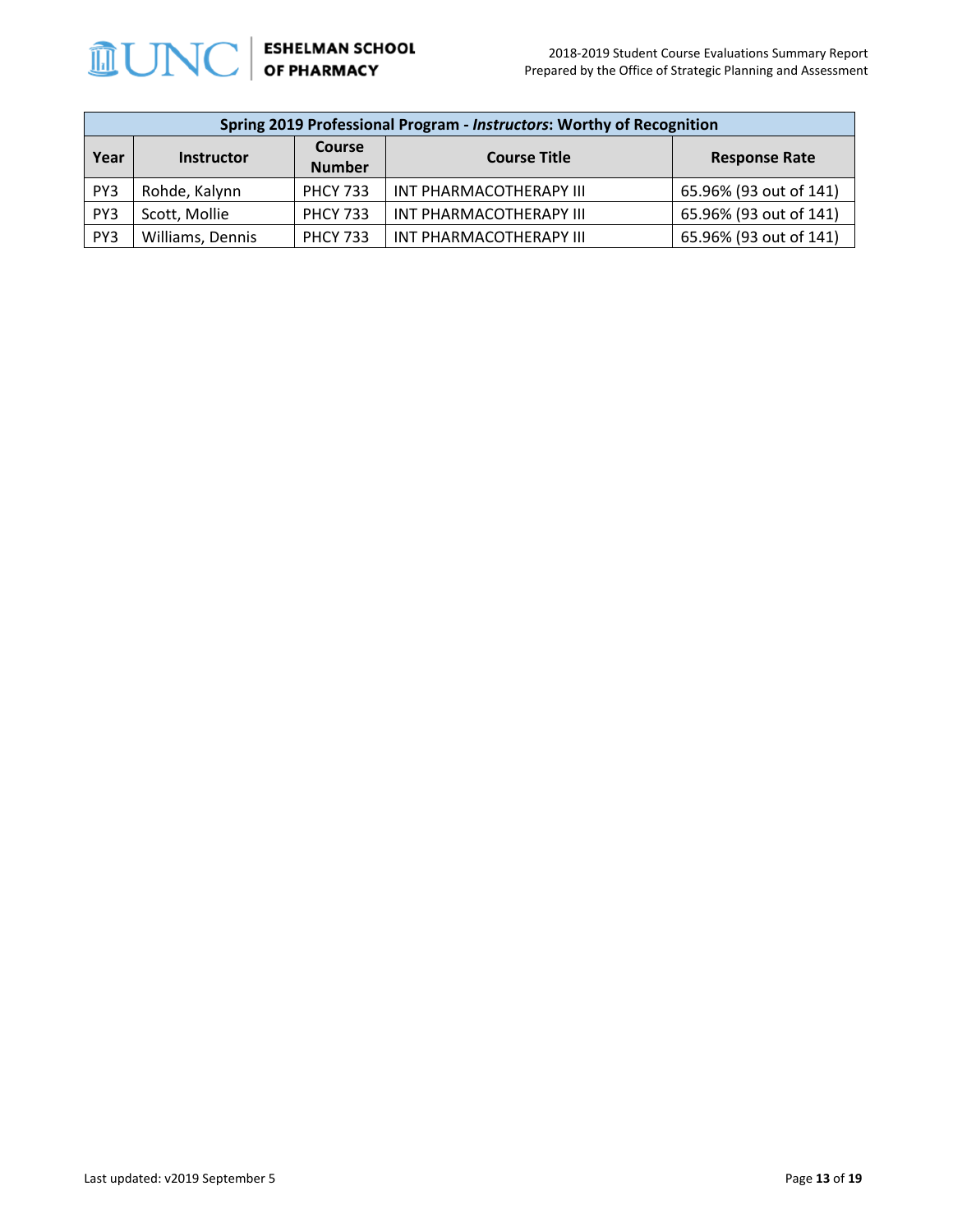| Spring 2019 Professional Program - *Instructors*: Worthy of Recognition | | | | |
|---|---|---|---|---|
| **Year** | **Instructor** | **Course Number** | **Course Title** | **Response Rate** |
| PY3 | Rohde, Kalynn | PHCY 733 | INT PHARMACOTHERAPY III | 65.96% (93 out of 141) |
| PY3 | Scott, Mollie | PHCY 733 | INT PHARMACOTHERAPY III | 65.96% (93 out of 141) |
| PY3 | Williams, Dennis | PHCY 733 | INT PHARMACOTHERAPY III | 65.96% (93 out of 141) |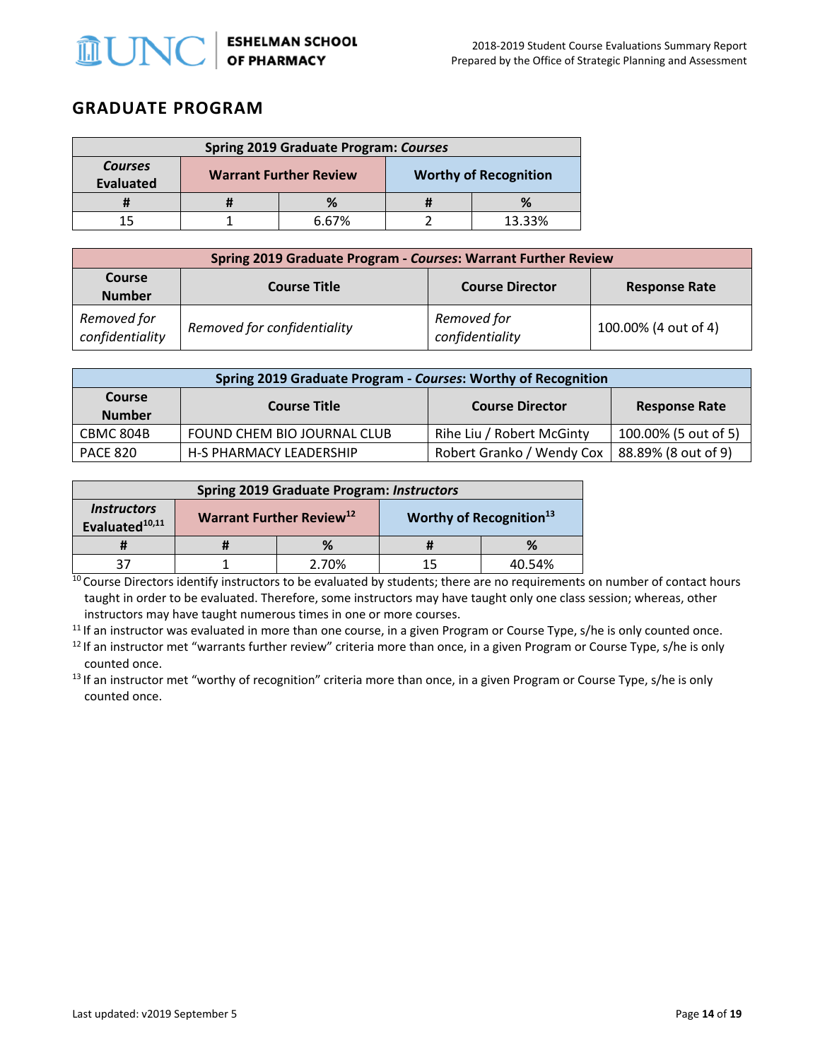## GRADUATE PROGRAM

| Spring 2019 Graduate Program: *Courses* | | | | |
|---|---|---|---|---|
| *Courses* Evaluated | Warrant Further Review | | Worthy of Recognition | |
| # | # | % | # | % |
| 15 | 1 | 6.67% | 2 | 13.33% |

| Spring 2019 Graduate Program - *Courses*: Warrant Further Review | | | |
|---|---|---|---|
| Course Number | Course Title | Course Director | Response Rate |
| *Removed for confidentiality* | *Removed for confidentiality* | *Removed for confidentiality* | 100.00% (4 out of 4) |

| Spring 2019 Graduate Program - *Courses*: Worthy of Recognition | | | |
|---|---|---|---|
| Course Number | Course Title | Course Director | Response Rate |
| CBMC 804B | FOUND CHEM BIO JOURNAL CLUB | Rihe Liu / Robert McGinty | 100.00% (5 out of 5) |
| PACE 820 | H-S PHARMACY LEADERSHIP | Robert Granko / Wendy Cox | 88.89% (8 out of 9) |

| Spring 2019 Graduate Program: *Instructors* | | | | |
|---|---|---|---|---|
| *Instructors* Evaluated[10,11] | Warrant Further Review[12] | | Worthy of Recognition[13] | |
| # | # | % | # | % |
| 37 | 1 | 2.70% | 15 | 40.54% |

[10] Course Directors identify instructors to be evaluated by students; there are no requirements on number of contact hours taught in order to be evaluated. Therefore, some instructors may have taught only one class session; whereas, other instructors may have taught numerous times in one or more courses.

[11] If an instructor was evaluated in more than one course, in a given Program or Course Type, s/he is only counted once.

[12] If an instructor met "warrants further review" criteria more than once, in a given Program or Course Type, s/he is only counted once.

[13] If an instructor met "worthy of recognition" criteria more than once, in a given Program or Course Type, s/he is only counted once.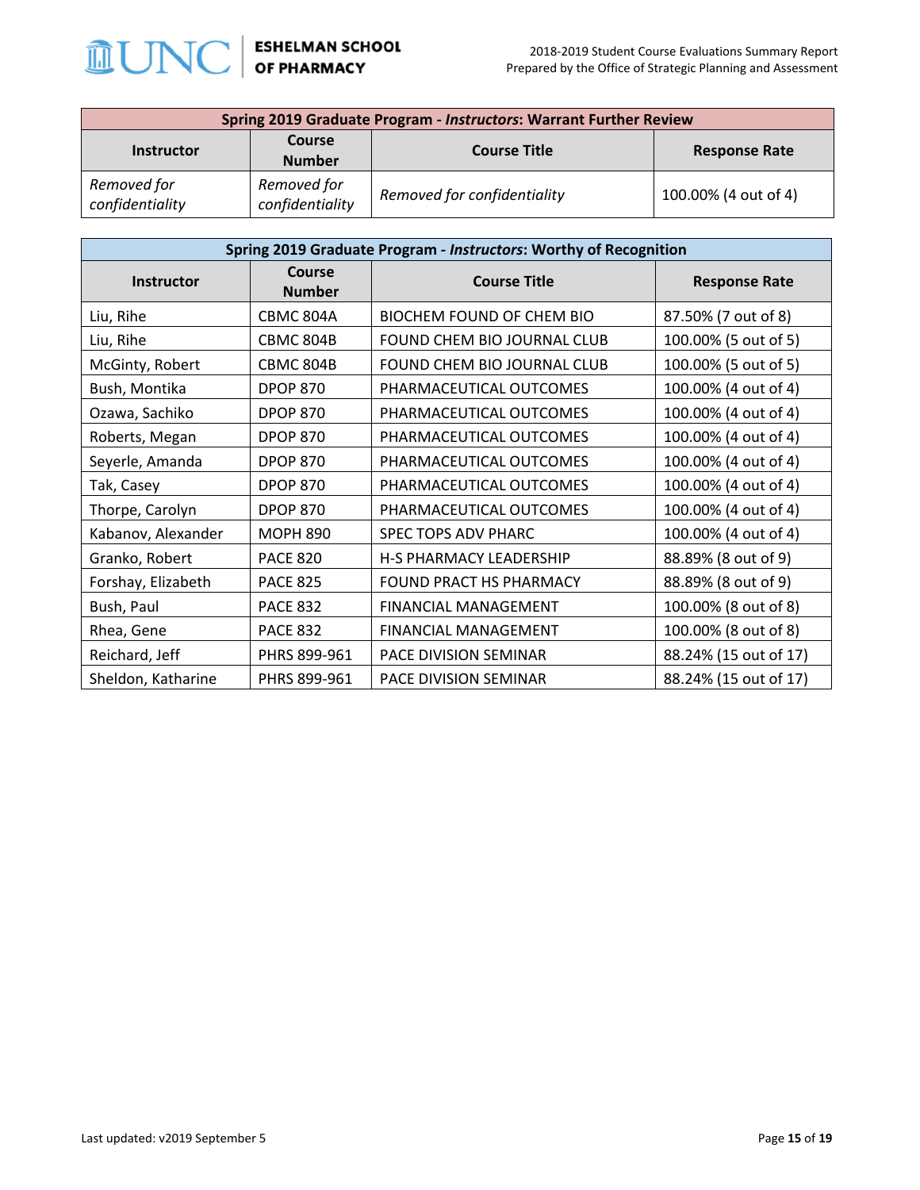| Spring 2019 Graduate Program - *Instructors*: Warrant Further Review | | | |
|---|---|---|---|
| **Instructor** | **Course Number** | **Course Title** | **Response Rate** |
| *Removed for confidentiality* | *Removed for confidentiality* | *Removed for confidentiality* | 100.00% (4 out of 4) |

| Spring 2019 Graduate Program - *Instructors*: Worthy of Recognition | | | |
|---|---|---|---|
| **Instructor** | **Course Number** | **Course Title** | **Response Rate** |
| Liu, Rihe | CBMC 804A | BIOCHEM FOUND OF CHEM BIO | 87.50% (7 out of 8) |
| Liu, Rihe | CBMC 804B | FOUND CHEM BIO JOURNAL CLUB | 100.00% (5 out of 5) |
| McGinty, Robert | CBMC 804B | FOUND CHEM BIO JOURNAL CLUB | 100.00% (5 out of 5) |
| Bush, Montika | DPOP 870 | PHARMACEUTICAL OUTCOMES | 100.00% (4 out of 4) |
| Ozawa, Sachiko | DPOP 870 | PHARMACEUTICAL OUTCOMES | 100.00% (4 out of 4) |
| Roberts, Megan | DPOP 870 | PHARMACEUTICAL OUTCOMES | 100.00% (4 out of 4) |
| Seyerle, Amanda | DPOP 870 | PHARMACEUTICAL OUTCOMES | 100.00% (4 out of 4) |
| Tak, Casey | DPOP 870 | PHARMACEUTICAL OUTCOMES | 100.00% (4 out of 4) |
| Thorpe, Carolyn | DPOP 870 | PHARMACEUTICAL OUTCOMES | 100.00% (4 out of 4) |
| Kabanov, Alexander | MOPH 890 | SPEC TOPS ADV PHARC | 100.00% (4 out of 4) |
| Granko, Robert | PACE 820 | H-S PHARMACY LEADERSHIP | 88.89% (8 out of 9) |
| Forshay, Elizabeth | PACE 825 | FOUND PRACT HS PHARMACY | 88.89% (8 out of 9) |
| Bush, Paul | PACE 832 | FINANCIAL MANAGEMENT | 100.00% (8 out of 8) |
| Rhea, Gene | PACE 832 | FINANCIAL MANAGEMENT | 100.00% (8 out of 8) |
| Reichard, Jeff | PHRS 899-961 | PACE DIVISION SEMINAR | 88.24% (15 out of 17) |
| Sheldon, Katharine | PHRS 899-961 | PACE DIVISION SEMINAR | 88.24% (15 out of 17) |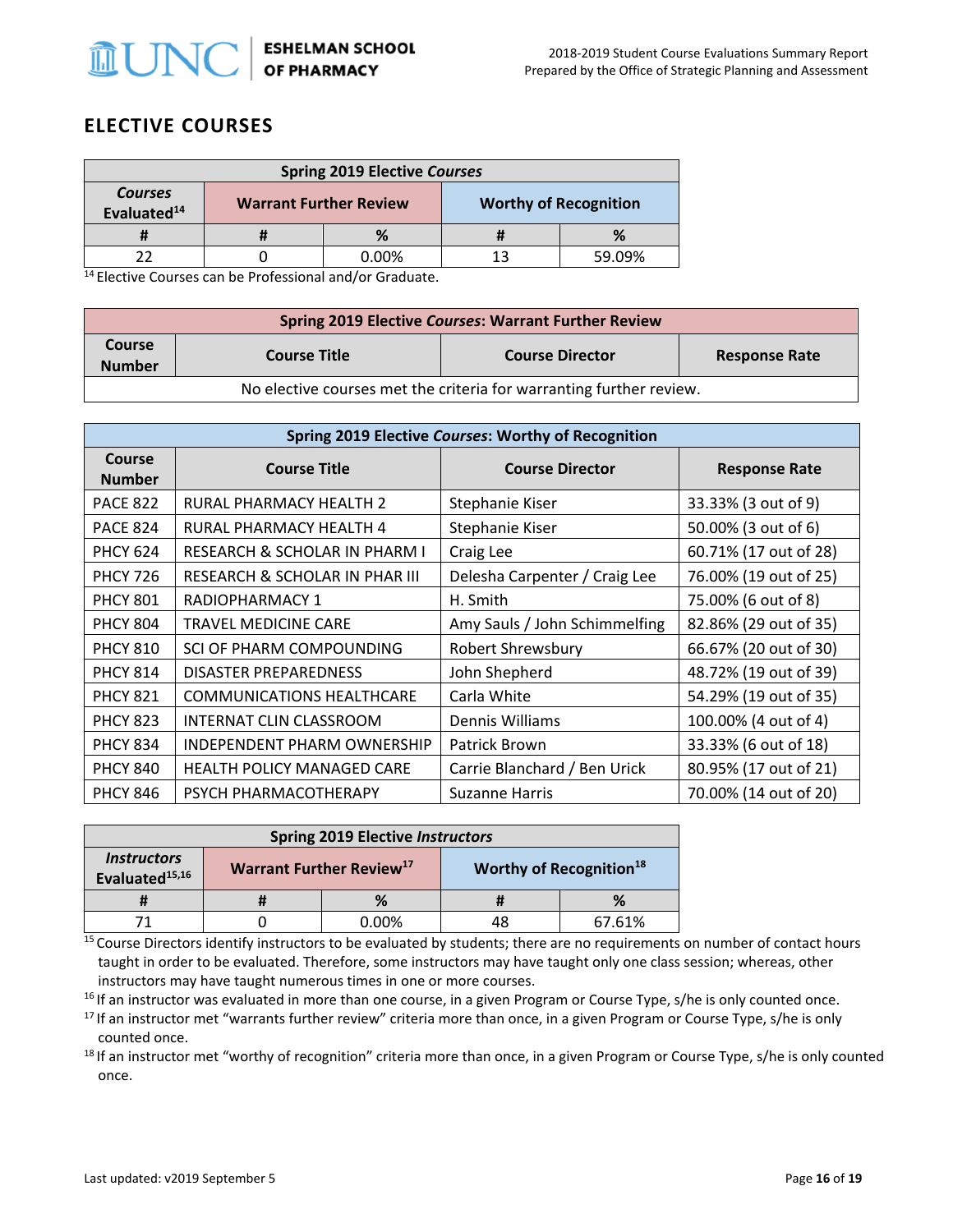## ELECTIVE COURSES

| Spring 2019 Elective *Courses* | | | | |
|---|---|---|---|---|
| *Courses* Evaluated[14] | Warrant Further Review | | Worthy of Recognition | |
| # | # | % | # | % |
| 22 | 0 | 0.00% | 13 | 59.09% |

[14] Elective Courses can be Professional and/or Graduate.

| Spring 2019 Elective *Courses*: Warrant Further Review | | | |
|---|---|---|---|
| Course Number | Course Title | Course Director | Response Rate |
| No elective courses met the criteria for warranting further review. | | | |

| Spring 2019 Elective *Courses*: Worthy of Recognition | | | |
|---|---|---|---|
| Course Number | Course Title | Course Director | Response Rate |
| PACE 822 | RURAL PHARMACY HEALTH 2 | Stephanie Kiser | 33.33% (3 out of 9) |
| PACE 824 | RURAL PHARMACY HEALTH 4 | Stephanie Kiser | 50.00% (3 out of 6) |
| PHCY 624 | RESEARCH & SCHOLAR IN PHARM I | Craig Lee | 60.71% (17 out of 28) |
| PHCY 726 | RESEARCH & SCHOLAR IN PHAR III | Delesha Carpenter / Craig Lee | 76.00% (19 out of 25) |
| PHCY 801 | RADIOPHARMACY 1 | H. Smith | 75.00% (6 out of 8) |
| PHCY 804 | TRAVEL MEDICINE CARE | Amy Sauls / John Schimmelfing | 82.86% (29 out of 35) |
| PHCY 810 | SCI OF PHARM COMPOUNDING | Robert Shrewsbury | 66.67% (20 out of 30) |
| PHCY 814 | DISASTER PREPAREDNESS | John Shepherd | 48.72% (19 out of 39) |
| PHCY 821 | COMMUNICATIONS HEALTHCARE | Carla White | 54.29% (19 out of 35) |
| PHCY 823 | INTERNAT CLIN CLASSROOM | Dennis Williams | 100.00% (4 out of 4) |
| PHCY 834 | INDEPENDENT PHARM OWNERSHIP | Patrick Brown | 33.33% (6 out of 18) |
| PHCY 840 | HEALTH POLICY MANAGED CARE | Carrie Blanchard / Ben Urick | 80.95% (17 out of 21) |
| PHCY 846 | PSYCH PHARMACOTHERAPY | Suzanne Harris | 70.00% (14 out of 20) |

| Spring 2019 Elective *Instructors* | | | | |
|---|---|---|---|---|
| *Instructors* Evaluated[15,16] | Warrant Further Review[17] | | Worthy of Recognition[18] | |
| # | # | % | # | % |
| 71 | 0 | 0.00% | 48 | 67.61% |

[15] Course Directors identify instructors to be evaluated by students; there are no requirements on number of contact hours taught in order to be evaluated. Therefore, some instructors may have taught only one class session; whereas, other instructors may have taught numerous times in one or more courses.

[16] If an instructor was evaluated in more than one course, in a given Program or Course Type, s/he is only counted once.

[17] If an instructor met "warrants further review" criteria more than once, in a given Program or Course Type, s/he is only counted once.

[18] If an instructor met "worthy of recognition" criteria more than once, in a given Program or Course Type, s/he is only counted once.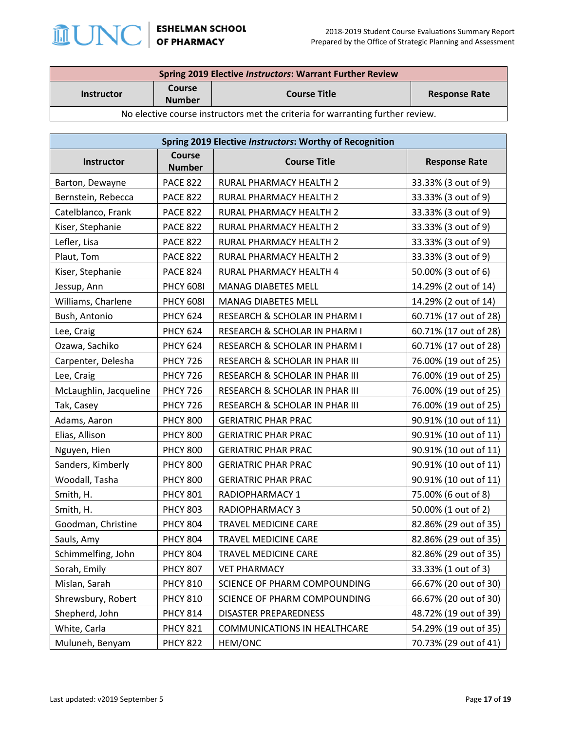| Spring 2019 Elective *Instructors*: Warrant Further Review | | | |
|---|---|---|---|
| **Instructor** | **Course Number** | **Course Title** | **Response Rate** |
| No elective course instructors met the criteria for warranting further review. | | | |

| Spring 2019 Elective *Instructors*: Worthy of Recognition | | | |
|---|---|---|---|
| **Instructor** | **Course Number** | **Course Title** | **Response Rate** |
| Barton, Dewayne | PACE 822 | RURAL PHARMACY HEALTH 2 | 33.33% (3 out of 9) |
| Bernstein, Rebecca | PACE 822 | RURAL PHARMACY HEALTH 2 | 33.33% (3 out of 9) |
| Catelblanco, Frank | PACE 822 | RURAL PHARMACY HEALTH 2 | 33.33% (3 out of 9) |
| Kiser, Stephanie | PACE 822 | RURAL PHARMACY HEALTH 2 | 33.33% (3 out of 9) |
| Lefler, Lisa | PACE 822 | RURAL PHARMACY HEALTH 2 | 33.33% (3 out of 9) |
| Plaut, Tom | PACE 822 | RURAL PHARMACY HEALTH 2 | 33.33% (3 out of 9) |
| Kiser, Stephanie | PACE 824 | RURAL PHARMACY HEALTH 4 | 50.00% (3 out of 6) |
| Jessup, Ann | PHCY 608I | MANAG DIABETES MELL | 14.29% (2 out of 14) |
| Williams, Charlene | PHCY 608I | MANAG DIABETES MELL | 14.29% (2 out of 14) |
| Bush, Antonio | PHCY 624 | RESEARCH & SCHOLAR IN PHARM I | 60.71% (17 out of 28) |
| Lee, Craig | PHCY 624 | RESEARCH & SCHOLAR IN PHARM I | 60.71% (17 out of 28) |
| Ozawa, Sachiko | PHCY 624 | RESEARCH & SCHOLAR IN PHARM I | 60.71% (17 out of 28) |
| Carpenter, Delesha | PHCY 726 | RESEARCH & SCHOLAR IN PHAR III | 76.00% (19 out of 25) |
| Lee, Craig | PHCY 726 | RESEARCH & SCHOLAR IN PHAR III | 76.00% (19 out of 25) |
| McLaughlin, Jacqueline | PHCY 726 | RESEARCH & SCHOLAR IN PHAR III | 76.00% (19 out of 25) |
| Tak, Casey | PHCY 726 | RESEARCH & SCHOLAR IN PHAR III | 76.00% (19 out of 25) |
| Adams, Aaron | PHCY 800 | GERIATRIC PHAR PRAC | 90.91% (10 out of 11) |
| Elias, Allison | PHCY 800 | GERIATRIC PHAR PRAC | 90.91% (10 out of 11) |
| Nguyen, Hien | PHCY 800 | GERIATRIC PHAR PRAC | 90.91% (10 out of 11) |
| Sanders, Kimberly | PHCY 800 | GERIATRIC PHAR PRAC | 90.91% (10 out of 11) |
| Woodall, Tasha | PHCY 800 | GERIATRIC PHAR PRAC | 90.91% (10 out of 11) |
| Smith, H. | PHCY 801 | RADIOPHARMACY 1 | 75.00% (6 out of 8) |
| Smith, H. | PHCY 803 | RADIOPHARMACY 3 | 50.00% (1 out of 2) |
| Goodman, Christine | PHCY 804 | TRAVEL MEDICINE CARE | 82.86% (29 out of 35) |
| Sauls, Amy | PHCY 804 | TRAVEL MEDICINE CARE | 82.86% (29 out of 35) |
| Schimmelfing, John | PHCY 804 | TRAVEL MEDICINE CARE | 82.86% (29 out of 35) |
| Sorah, Emily | PHCY 807 | VET PHARMACY | 33.33% (1 out of 3) |
| Mislan, Sarah | PHCY 810 | SCIENCE OF PHARM COMPOUNDING | 66.67% (20 out of 30) |
| Shrewsbury, Robert | PHCY 810 | SCIENCE OF PHARM COMPOUNDING | 66.67% (20 out of 30) |
| Shepherd, John | PHCY 814 | DISASTER PREPAREDNESS | 48.72% (19 out of 39) |
| White, Carla | PHCY 821 | COMMUNICATIONS IN HEALTHCARE | 54.29% (19 out of 35) |
| Muluneh, Benyam | PHCY 822 | HEM/ONC | 70.73% (29 out of 41) |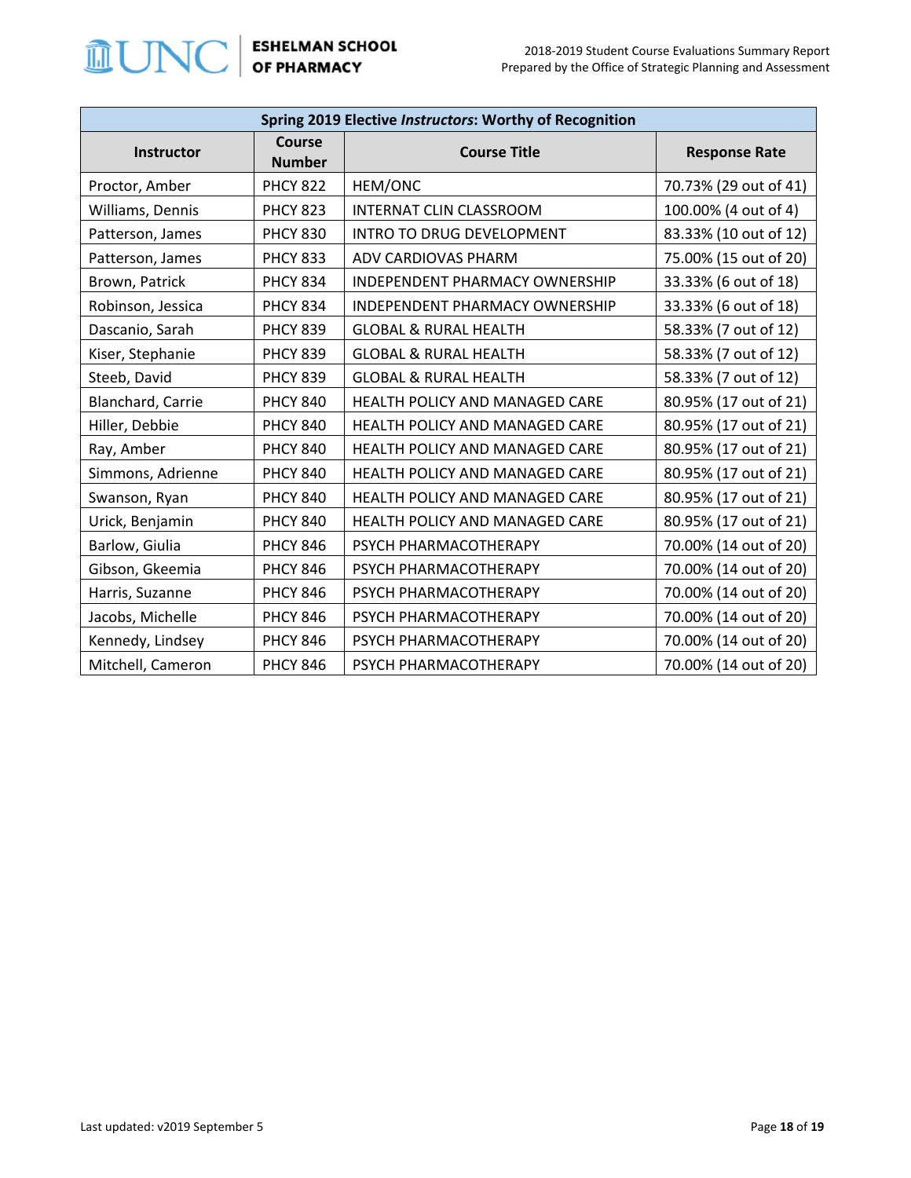| Spring 2019 Elective *Instructors*: Worthy of Recognition | | | |
|---|---|---|---|
| **Instructor** | **Course Number** | **Course Title** | **Response Rate** |
| Proctor, Amber | PHCY 822 | HEM/ONC | 70.73% (29 out of 41) |
| Williams, Dennis | PHCY 823 | INTERNAT CLIN CLASSROOM | 100.00% (4 out of 4) |
| Patterson, James | PHCY 830 | INTRO TO DRUG DEVELOPMENT | 83.33% (10 out of 12) |
| Patterson, James | PHCY 833 | ADV CARDIOVAS PHARM | 75.00% (15 out of 20) |
| Brown, Patrick | PHCY 834 | INDEPENDENT PHARMACY OWNERSHIP | 33.33% (6 out of 18) |
| Robinson, Jessica | PHCY 834 | INDEPENDENT PHARMACY OWNERSHIP | 33.33% (6 out of 18) |
| Dascanio, Sarah | PHCY 839 | GLOBAL & RURAL HEALTH | 58.33% (7 out of 12) |
| Kiser, Stephanie | PHCY 839 | GLOBAL & RURAL HEALTH | 58.33% (7 out of 12) |
| Steeb, David | PHCY 839 | GLOBAL & RURAL HEALTH | 58.33% (7 out of 12) |
| Blanchard, Carrie | PHCY 840 | HEALTH POLICY AND MANAGED CARE | 80.95% (17 out of 21) |
| Hiller, Debbie | PHCY 840 | HEALTH POLICY AND MANAGED CARE | 80.95% (17 out of 21) |
| Ray, Amber | PHCY 840 | HEALTH POLICY AND MANAGED CARE | 80.95% (17 out of 21) |
| Simmons, Adrienne | PHCY 840 | HEALTH POLICY AND MANAGED CARE | 80.95% (17 out of 21) |
| Swanson, Ryan | PHCY 840 | HEALTH POLICY AND MANAGED CARE | 80.95% (17 out of 21) |
| Urick, Benjamin | PHCY 840 | HEALTH POLICY AND MANAGED CARE | 80.95% (17 out of 21) |
| Barlow, Giulia | PHCY 846 | PSYCH PHARMACOTHERAPY | 70.00% (14 out of 20) |
| Gibson, Gkeemia | PHCY 846 | PSYCH PHARMACOTHERAPY | 70.00% (14 out of 20) |
| Harris, Suzanne | PHCY 846 | PSYCH PHARMACOTHERAPY | 70.00% (14 out of 20) |
| Jacobs, Michelle | PHCY 846 | PSYCH PHARMACOTHERAPY | 70.00% (14 out of 20) |
| Kennedy, Lindsey | PHCY 846 | PSYCH PHARMACOTHERAPY | 70.00% (14 out of 20) |
| Mitchell, Cameron | PHCY 846 | PSYCH PHARMACOTHERAPY | 70.00% (14 out of 20) |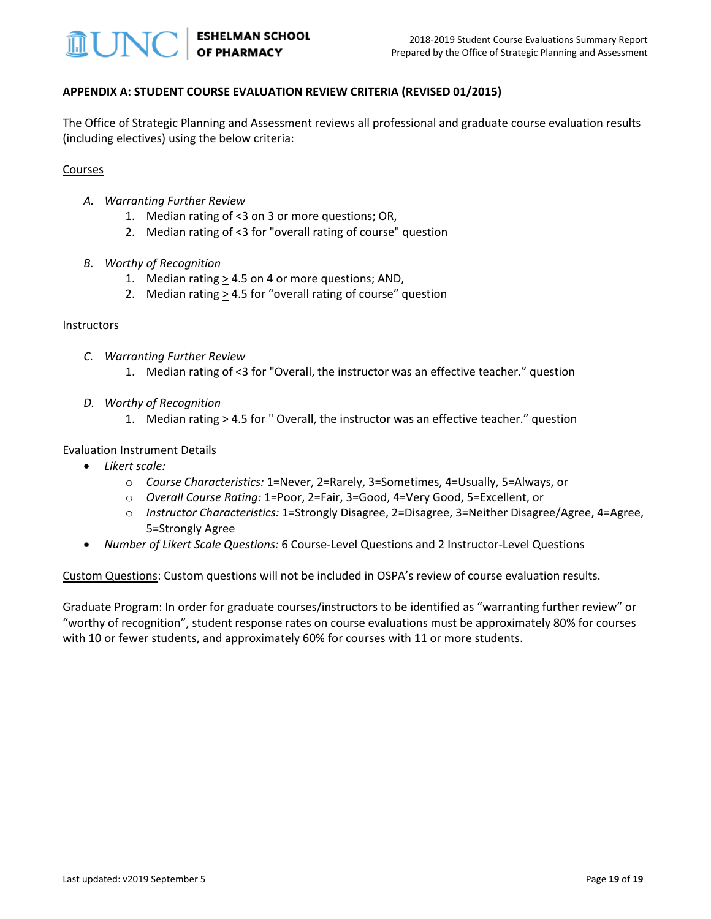## APPENDIX A: STUDENT COURSE EVALUATION REVIEW CRITERIA (REVISED 01/2015)

The Office of Strategic Planning and Assessment reviews all professional and graduate course evaluation results (including electives) using the below criteria:

Courses

A. *Warranting Further Review*
   1. Median rating of <3 on 3 or more questions; OR,
   2. Median rating of <3 for "overall rating of course" question

B. *Worthy of Recognition*
   1. Median rating ≥ 4.5 on 4 or more questions; AND,
   2. Median rating ≥ 4.5 for "overall rating of course" question

Instructors

C. *Warranting Further Review*
   1. Median rating of <3 for "Overall, the instructor was an effective teacher." question

D. *Worthy of Recognition*
   1. Median rating ≥ 4.5 for " Overall, the instructor was an effective teacher." question

Evaluation Instrument Details

- *Likert scale:*
  - *Course Characteristics:* 1=Never, 2=Rarely, 3=Sometimes, 4=Usually, 5=Always, or
  - *Overall Course Rating:* 1=Poor, 2=Fair, 3=Good, 4=Very Good, 5=Excellent, or
  - *Instructor Characteristics:* 1=Strongly Disagree, 2=Disagree, 3=Neither Disagree/Agree, 4=Agree, 5=Strongly Agree
- *Number of Likert Scale Questions:* 6 Course-Level Questions and 2 Instructor-Level Questions

Custom Questions: Custom questions will not be included in OSPA's review of course evaluation results.

Graduate Program: In order for graduate courses/instructors to be identified as "warranting further review" or "worthy of recognition", student response rates on course evaluations must be approximately 80% for courses with 10 or fewer students, and approximately 60% for courses with 11 or more students.